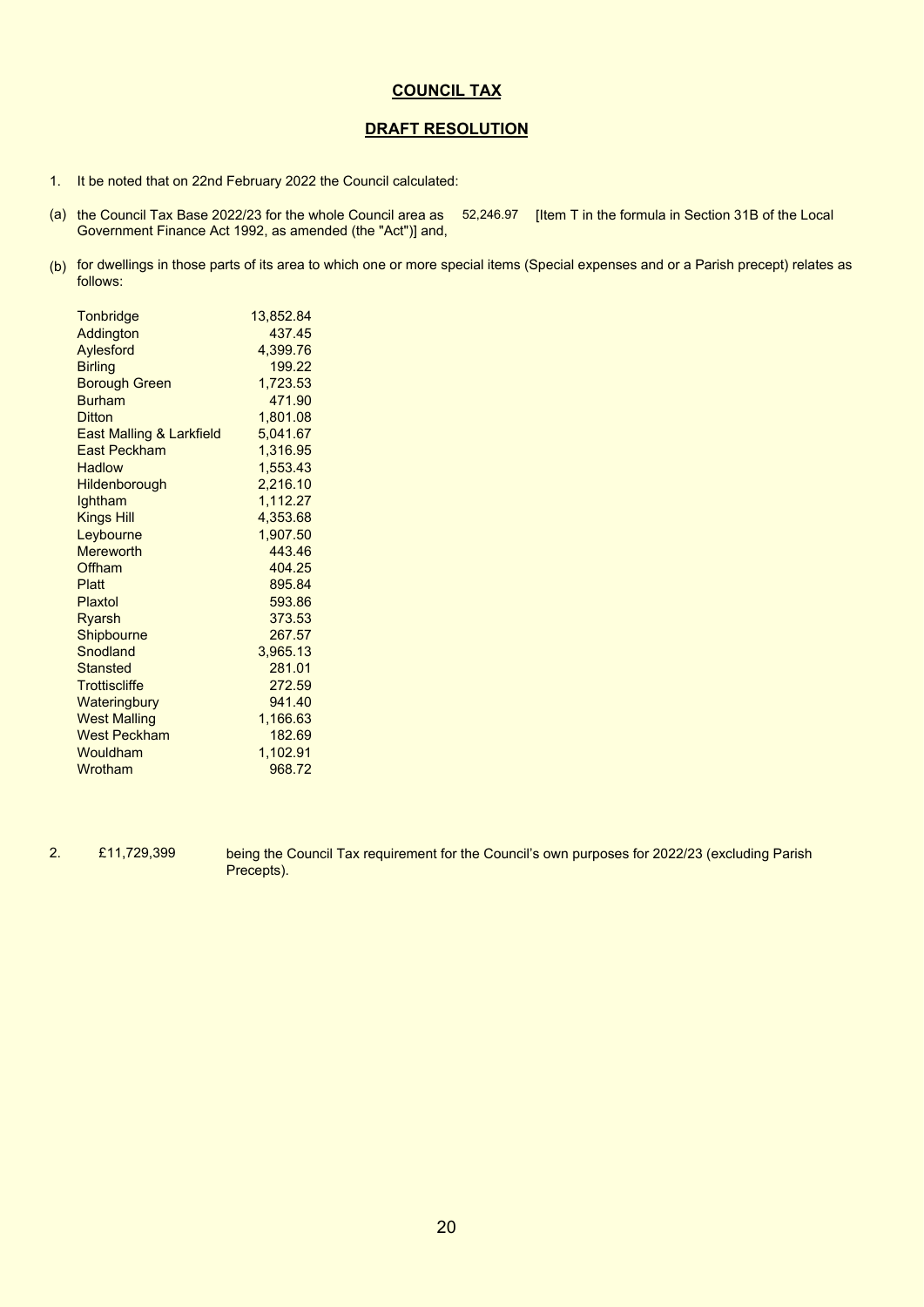# COUNCIL TAX

## DRAFT RESOLUTION

1. It be noted that on 22nd February 2022 the Council calculated:

(a) the Council Tax Base 2022/23 for the whole Council area as 52,246.97 [Item T in the formula in Section 31B of the Local Government Finance Act 1992, as amended (the "Act")] and,

(b) for dwellings in those parts of its area to which one or more special items (Special expenses and or a Parish precept) relates as follows:

| | |
|---|---:|
| Tonbridge | 13,852.84 |
| Addington | 437.45 |
| Aylesford | 4,399.76 |
| Birling | 199.22 |
| Borough Green | 1,723.53 |
| Burham | 471.90 |
| Ditton | 1,801.08 |
| East Malling & Larkfield | 5,041.67 |
| East Peckham | 1,316.95 |
| Hadlow | 1,553.43 |
| Hildenborough | 2,216.10 |
| Ightham | 1,112.27 |
| Kings Hill | 4,353.68 |
| Leybourne | 1,907.50 |
| Mereworth | 443.46 |
| Offham | 404.25 |
| Platt | 895.84 |
| Plaxtol | 593.86 |
| Ryarsh | 373.53 |
| Shipbourne | 267.57 |
| Snodland | 3,965.13 |
| Stansted | 281.01 |
| Trottiscliffe | 272.59 |
| Wateringbury | 941.40 |
| West Malling | 1,166.63 |
| West Peckham | 182.69 |
| Wouldham | 1,102.91 |
| Wrotham | 968.72 |

2. £11,729,399 being the Council Tax requirement for the Council's own purposes for 2022/23 (excluding Parish Precepts).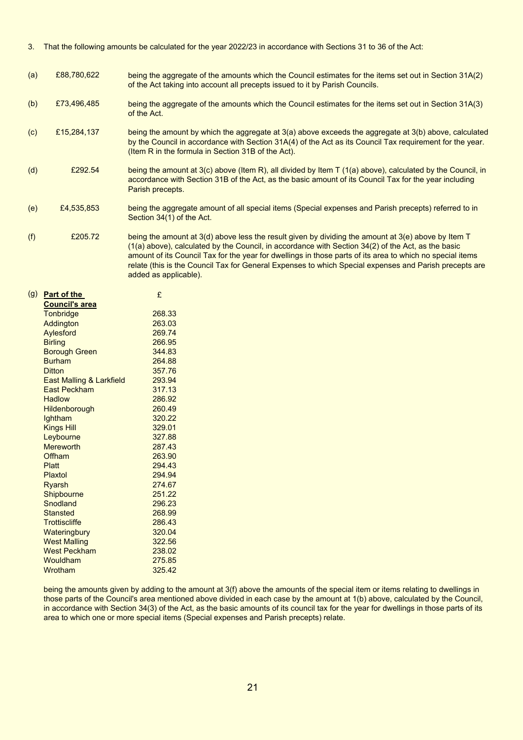3. That the following amounts be calculated for the year 2022/23 in accordance with Sections 31 to 36 of the Act:

(a) £88,780,622 being the aggregate of the amounts which the Council estimates for the items set out in Section 31A(2) of the Act taking into account all precepts issued to it by Parish Councils.

(b) £73,496,485 being the aggregate of the amounts which the Council estimates for the items set out in Section 31A(3) of the Act.

(c) £15,284,137 being the amount by which the aggregate at 3(a) above exceeds the aggregate at 3(b) above, calculated by the Council in accordance with Section 31A(4) of the Act as its Council Tax requirement for the year. (Item R in the formula in Section 31B of the Act).

(d) £292.54 being the amount at 3(c) above (Item R), all divided by Item T (1(a) above), calculated by the Council, in accordance with Section 31B of the Act, as the basic amount of its Council Tax for the year including Parish precepts.

(e) £4,535,853 being the aggregate amount of all special items (Special expenses and Parish precepts) referred to in Section 34(1) of the Act.

(f) £205.72 being the amount at 3(d) above less the result given by dividing the amount at 3(e) above by Item T (1(a) above), calculated by the Council, in accordance with Section 34(2) of the Act, as the basic amount of its Council Tax for the year for dwellings in those parts of its area to which no special items relate (this is the Council Tax for General Expenses to which Special expenses and Parish precepts are added as applicable).

(g)

| **Part of the Council's area** | £ |
|---|---|
| Tonbridge | 268.33 |
| Addington | 263.03 |
| Aylesford | 269.74 |
| Birling | 266.95 |
| Borough Green | 344.83 |
| Burham | 264.88 |
| Ditton | 357.76 |
| East Malling & Larkfield | 293.94 |
| East Peckham | 317.13 |
| Hadlow | 286.92 |
| Hildenborough | 260.49 |
| Ightham | 320.22 |
| Kings Hill | 329.01 |
| Leybourne | 327.88 |
| Mereworth | 287.43 |
| Offham | 263.90 |
| Platt | 294.43 |
| Plaxtol | 294.94 |
| Ryarsh | 274.67 |
| Shipbourne | 251.22 |
| Snodland | 296.23 |
| Stansted | 268.99 |
| Trottiscliffe | 286.43 |
| Wateringbury | 320.04 |
| West Malling | 322.56 |
| West Peckham | 238.02 |
| Wouldham | 275.85 |
| Wrotham | 325.42 |

being the amounts given by adding to the amount at 3(f) above the amounts of the special item or items relating to dwellings in those parts of the Council's area mentioned above divided in each case by the amount at 1(b) above, calculated by the Council, in accordance with Section 34(3) of the Act, as the basic amounts of its council tax for the year for dwellings in those parts of its area to which one or more special items (Special expenses and Parish precepts) relate.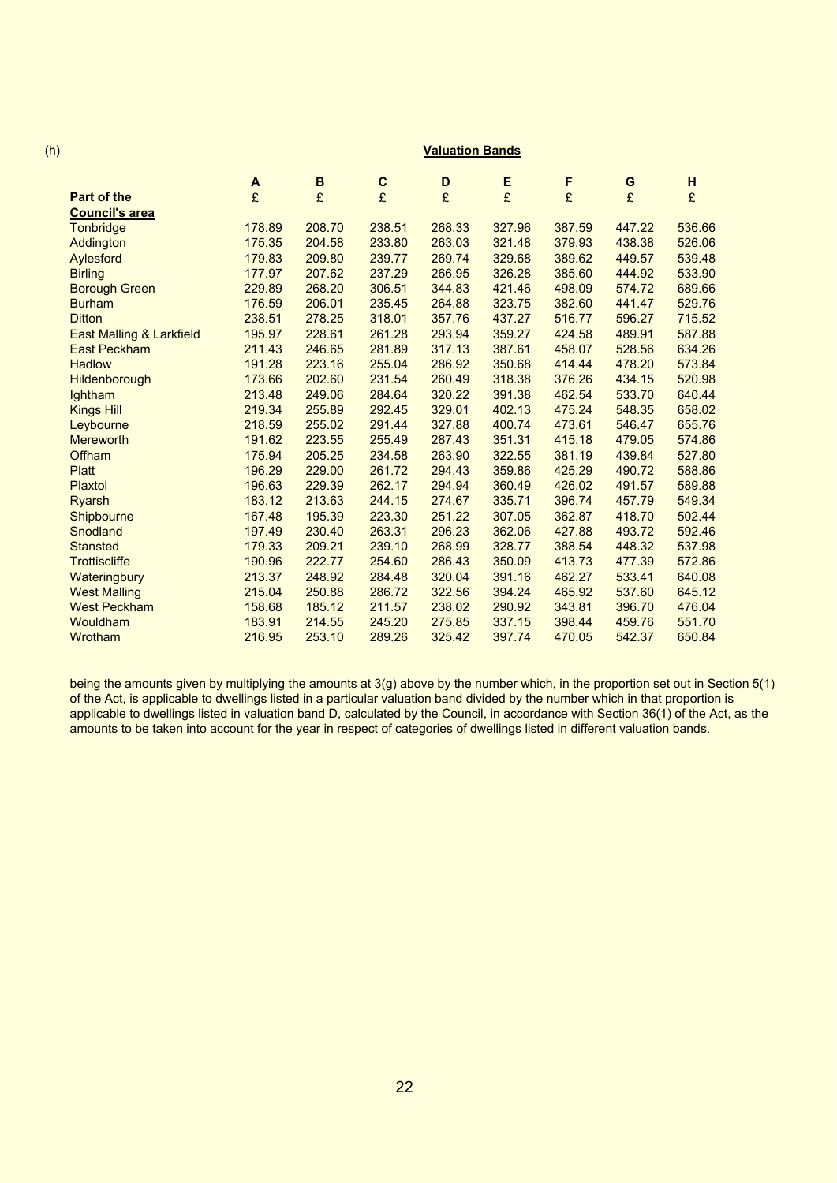(h) **Valuation Bands**

| Part of the Council's area | A £ | B £ | C £ | D £ | E £ | F £ | G £ | H £ |
|---|---|---|---|---|---|---|---|---|
| Tonbridge | 178.89 | 208.70 | 238.51 | 268.33 | 327.96 | 387.59 | 447.22 | 536.66 |
| Addington | 175.35 | 204.58 | 233.80 | 263.03 | 321.48 | 379.93 | 438.38 | 526.06 |
| Aylesford | 179.83 | 209.80 | 239.77 | 269.74 | 329.68 | 389.62 | 449.57 | 539.48 |
| Birling | 177.97 | 207.62 | 237.29 | 266.95 | 326.28 | 385.60 | 444.92 | 533.90 |
| Borough Green | 229.89 | 268.20 | 306.51 | 344.83 | 421.46 | 498.09 | 574.72 | 689.66 |
| Burham | 176.59 | 206.01 | 235.45 | 264.88 | 323.75 | 382.60 | 441.47 | 529.76 |
| Ditton | 238.51 | 278.25 | 318.01 | 357.76 | 437.27 | 516.77 | 596.27 | 715.52 |
| East Malling & Larkfield | 195.97 | 228.61 | 261.28 | 293.94 | 359.27 | 424.58 | 489.91 | 587.88 |
| East Peckham | 211.43 | 246.65 | 281.89 | 317.13 | 387.61 | 458.07 | 528.56 | 634.26 |
| Hadlow | 191.28 | 223.16 | 255.04 | 286.92 | 350.68 | 414.44 | 478.20 | 573.84 |
| Hildenborough | 173.66 | 202.60 | 231.54 | 260.49 | 318.38 | 376.26 | 434.15 | 520.98 |
| Ightham | 213.48 | 249.06 | 284.64 | 320.22 | 391.38 | 462.54 | 533.70 | 640.44 |
| Kings Hill | 219.34 | 255.89 | 292.45 | 329.01 | 402.13 | 475.24 | 548.35 | 658.02 |
| Leybourne | 218.59 | 255.02 | 291.44 | 327.88 | 400.74 | 473.61 | 546.47 | 655.76 |
| Mereworth | 191.62 | 223.55 | 255.49 | 287.43 | 351.31 | 415.18 | 479.05 | 574.86 |
| Offham | 175.94 | 205.25 | 234.58 | 263.90 | 322.55 | 381.19 | 439.84 | 527.80 |
| Platt | 196.29 | 229.00 | 261.72 | 294.43 | 359.86 | 425.29 | 490.72 | 588.86 |
| Plaxtol | 196.63 | 229.39 | 262.17 | 294.94 | 360.49 | 426.02 | 491.57 | 589.88 |
| Ryarsh | 183.12 | 213.63 | 244.15 | 274.67 | 335.71 | 396.74 | 457.79 | 549.34 |
| Shipbourne | 167.48 | 195.39 | 223.30 | 251.22 | 307.05 | 362.87 | 418.70 | 502.44 |
| Snodland | 197.49 | 230.40 | 263.31 | 296.23 | 362.06 | 427.88 | 493.72 | 592.46 |
| Stansted | 179.33 | 209.21 | 239.10 | 268.99 | 328.77 | 388.54 | 448.32 | 537.98 |
| Trottiscliffe | 190.96 | 222.77 | 254.60 | 286.43 | 350.09 | 413.73 | 477.39 | 572.86 |
| Wateringbury | 213.37 | 248.92 | 284.48 | 320.04 | 391.16 | 462.27 | 533.41 | 640.08 |
| West Malling | 215.04 | 250.88 | 286.72 | 322.56 | 394.24 | 465.92 | 537.60 | 645.12 |
| West Peckham | 158.68 | 185.12 | 211.57 | 238.02 | 290.92 | 343.81 | 396.70 | 476.04 |
| Wouldham | 183.91 | 214.55 | 245.20 | 275.85 | 337.15 | 398.44 | 459.76 | 551.70 |
| Wrotham | 216.95 | 253.10 | 289.26 | 325.42 | 397.74 | 470.05 | 542.37 | 650.84 |

being the amounts given by multiplying the amounts at 3(g) above by the number which, in the proportion set out in Section 5(1) of the Act, is applicable to dwellings listed in a particular valuation band divided by the number which in that proportion is applicable to dwellings listed in valuation band D, calculated by the Council, in accordance with Section 36(1) of the Act, as the amounts to be taken into account for the year in respect of categories of dwellings listed in different valuation bands.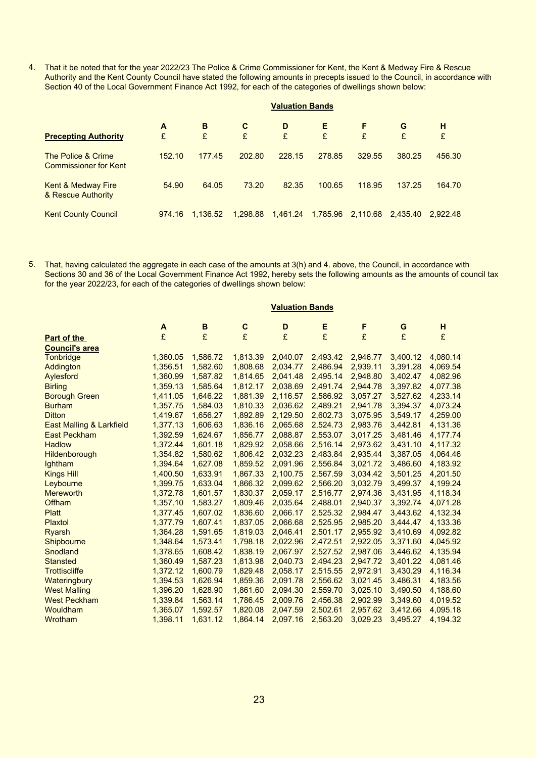4. That it be noted that for the year 2022/23 The Police & Crime Commissioner for Kent, the Kent & Medway Fire & Rescue Authority and the Kent County Council have stated the following amounts in precepts issued to the Council, in accordance with Section 40 of the Local Government Finance Act 1992, for each of the categories of dwellings shown below:

| | Valuation Bands | | | | | | | |
|---|---|---|---|---|---|---|---|---|
| **Precepting Authority** | **A** £ | **B** £ | **C** £ | **D** £ | **E** £ | **F** £ | **G** £ | **H** £ |
| The Police & Crime Commissioner for Kent | 152.10 | 177.45 | 202.80 | 228.15 | 278.85 | 329.55 | 380.25 | 456.30 |
| Kent & Medway Fire & Rescue Authority | 54.90 | 64.05 | 73.20 | 82.35 | 100.65 | 118.95 | 137.25 | 164.70 |
| Kent County Council | 974.16 | 1,136.52 | 1,298.88 | 1,461.24 | 1,785.96 | 2,110.68 | 2,435.40 | 2,922.48 |

5. That, having calculated the aggregate in each case of the amounts at 3(h) and 4. above, the Council, in accordance with Sections 30 and 36 of the Local Government Finance Act 1992, hereby sets the following amounts as the amounts of council tax for the year 2022/23, for each of the categories of dwellings shown below:

| | Valuation Bands | | | | | | | |
|---|---|---|---|---|---|---|---|---|
| **Part of the Council's area** | **A** £ | **B** £ | **C** £ | **D** £ | **E** £ | **F** £ | **G** £ | **H** £ |
| Tonbridge | 1,360.05 | 1,586.72 | 1,813.39 | 2,040.07 | 2,493.42 | 2,946.77 | 3,400.12 | 4,080.14 |
| Addington | 1,356.51 | 1,582.60 | 1,808.68 | 2,034.77 | 2,486.94 | 2,939.11 | 3,391.28 | 4,069.54 |
| Aylesford | 1,360.99 | 1,587.82 | 1,814.65 | 2,041.48 | 2,495.14 | 2,948.80 | 3,402.47 | 4,082.96 |
| Birling | 1,359.13 | 1,585.64 | 1,812.17 | 2,038.69 | 2,491.74 | 2,944.78 | 3,397.82 | 4,077.38 |
| Borough Green | 1,411.05 | 1,646.22 | 1,881.39 | 2,116.57 | 2,586.92 | 3,057.27 | 3,527.62 | 4,233.14 |
| Burham | 1,357.75 | 1,584.03 | 1,810.33 | 2,036.62 | 2,489.21 | 2,941.78 | 3,394.37 | 4,073.24 |
| Ditton | 1,419.67 | 1,656.27 | 1,892.89 | 2,129.50 | 2,602.73 | 3,075.95 | 3,549.17 | 4,259.00 |
| East Malling & Larkfield | 1,377.13 | 1,606.63 | 1,836.16 | 2,065.68 | 2,524.73 | 2,983.76 | 3,442.81 | 4,131.36 |
| East Peckham | 1,392.59 | 1,624.67 | 1,856.77 | 2,088.87 | 2,553.07 | 3,017.25 | 3,481.46 | 4,177.74 |
| Hadlow | 1,372.44 | 1,601.18 | 1,829.92 | 2,058.66 | 2,516.14 | 2,973.62 | 3,431.10 | 4,117.32 |
| Hildenborough | 1,354.82 | 1,580.62 | 1,806.42 | 2,032.23 | 2,483.84 | 2,935.44 | 3,387.05 | 4,064.46 |
| Ightham | 1,394.64 | 1,627.08 | 1,859.52 | 2,091.96 | 2,556.84 | 3,021.72 | 3,486.60 | 4,183.92 |
| Kings Hill | 1,400.50 | 1,633.91 | 1,867.33 | 2,100.75 | 2,567.59 | 3,034.42 | 3,501.25 | 4,201.50 |
| Leybourne | 1,399.75 | 1,633.04 | 1,866.32 | 2,099.62 | 2,566.20 | 3,032.79 | 3,499.37 | 4,199.24 |
| Mereworth | 1,372.78 | 1,601.57 | 1,830.37 | 2,059.17 | 2,516.77 | 2,974.36 | 3,431.95 | 4,118.34 |
| Offham | 1,357.10 | 1,583.27 | 1,809.46 | 2,035.64 | 2,488.01 | 2,940.37 | 3,392.74 | 4,071.28 |
| Platt | 1,377.45 | 1,607.02 | 1,836.60 | 2,066.17 | 2,525.32 | 2,984.47 | 3,443.62 | 4,132.34 |
| Plaxtol | 1,377.79 | 1,607.41 | 1,837.05 | 2,066.68 | 2,525.95 | 2,985.20 | 3,444.47 | 4,133.36 |
| Ryarsh | 1,364.28 | 1,591.65 | 1,819.03 | 2,046.41 | 2,501.17 | 2,955.92 | 3,410.69 | 4,092.82 |
| Shipbourne | 1,348.64 | 1,573.41 | 1,798.18 | 2,022.96 | 2,472.51 | 2,922.05 | 3,371.60 | 4,045.92 |
| Snodland | 1,378.65 | 1,608.42 | 1,838.19 | 2,067.97 | 2,527.52 | 2,987.06 | 3,446.62 | 4,135.94 |
| Stansted | 1,360.49 | 1,587.23 | 1,813.98 | 2,040.73 | 2,494.23 | 2,947.72 | 3,401.22 | 4,081.46 |
| Trottiscliffe | 1,372.12 | 1,600.79 | 1,829.48 | 2,058.17 | 2,515.55 | 2,972.91 | 3,430.29 | 4,116.34 |
| Wateringbury | 1,394.53 | 1,626.94 | 1,859.36 | 2,091.78 | 2,556.62 | 3,021.45 | 3,486.31 | 4,183.56 |
| West Malling | 1,396.20 | 1,628.90 | 1,861.60 | 2,094.30 | 2,559.70 | 3,025.10 | 3,490.50 | 4,188.60 |
| West Peckham | 1,339.84 | 1,563.14 | 1,786.45 | 2,009.76 | 2,456.38 | 2,902.99 | 3,349.60 | 4,019.52 |
| Wouldham | 1,365.07 | 1,592.57 | 1,820.08 | 2,047.59 | 2,502.61 | 2,957.62 | 3,412.66 | 4,095.18 |
| Wrotham | 1,398.11 | 1,631.12 | 1,864.14 | 2,097.16 | 2,563.20 | 3,029.23 | 3,495.27 | 4,194.32 |